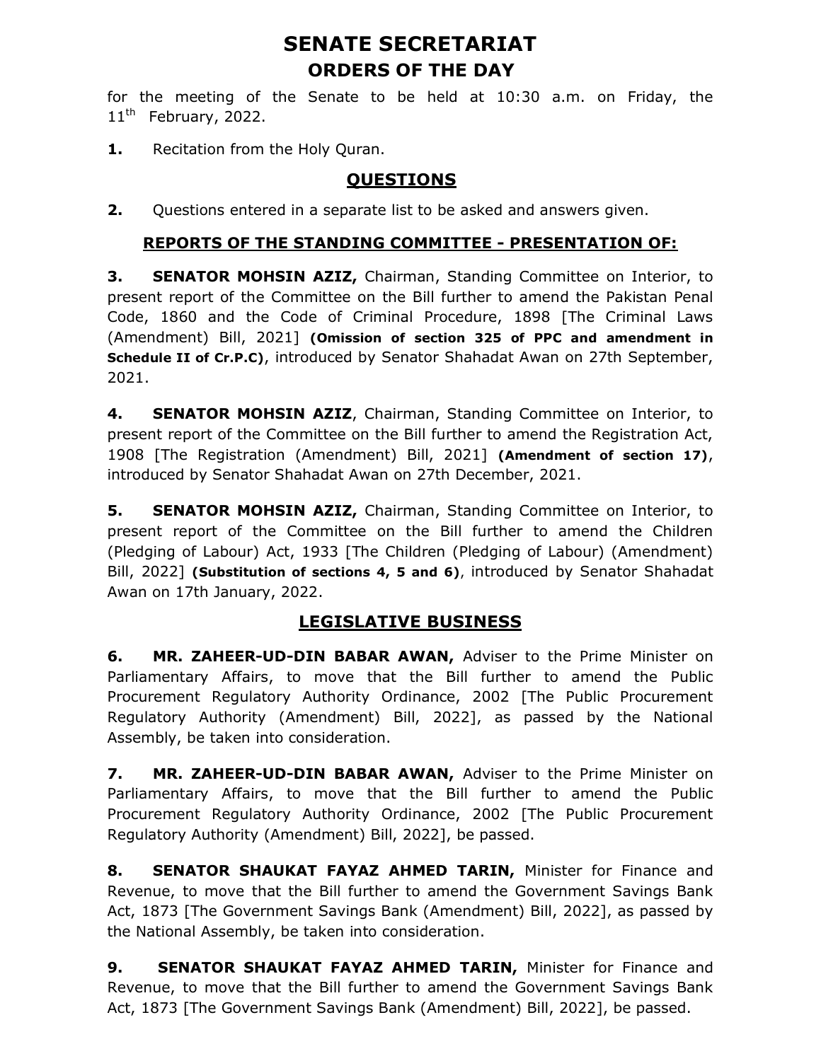# SENATE SECRETARIAT

## ORDERS OF THE DAY

for the meeting of the Senate to be held at 10:30 a.m. on Friday, the 11th February, 2022.

**1.** Recitation from the Holy Quran.

## QUESTIONS

**2.** Questions entered in a separate list to be asked and answers given.

### REPORTS OF THE STANDING COMMITTEE - PRESENTATION OF:

**3.** **SENATOR MOHSIN AZIZ,** Chairman, Standing Committee on Interior, to present report of the Committee on the Bill further to amend the Pakistan Penal Code, 1860 and the Code of Criminal Procedure, 1898 [The Criminal Laws (Amendment) Bill, 2021] **(Omission of section 325 of PPC and amendment in Schedule II of Cr.P.C)**, introduced by Senator Shahadat Awan on 27th September, 2021.

**4.** **SENATOR MOHSIN AZIZ**, Chairman, Standing Committee on Interior, to present report of the Committee on the Bill further to amend the Registration Act, 1908 [The Registration (Amendment) Bill, 2021] **(Amendment of section 17)**, introduced by Senator Shahadat Awan on 27th December, 2021.

**5.** **SENATOR MOHSIN AZIZ,** Chairman, Standing Committee on Interior, to present report of the Committee on the Bill further to amend the Children (Pledging of Labour) Act, 1933 [The Children (Pledging of Labour) (Amendment) Bill, 2022] **(Substitution of sections 4, 5 and 6)**, introduced by Senator Shahadat Awan on 17th January, 2022.

## LEGISLATIVE BUSINESS

**6.** **MR. ZAHEER-UD-DIN BABAR AWAN,** Adviser to the Prime Minister on Parliamentary Affairs, to move that the Bill further to amend the Public Procurement Regulatory Authority Ordinance, 2002 [The Public Procurement Regulatory Authority (Amendment) Bill, 2022], as passed by the National Assembly, be taken into consideration.

**7.** **MR. ZAHEER-UD-DIN BABAR AWAN,** Adviser to the Prime Minister on Parliamentary Affairs, to move that the Bill further to amend the Public Procurement Regulatory Authority Ordinance, 2002 [The Public Procurement Regulatory Authority (Amendment) Bill, 2022], be passed.

**8.** **SENATOR SHAUKAT FAYAZ AHMED TARIN,** Minister for Finance and Revenue, to move that the Bill further to amend the Government Savings Bank Act, 1873 [The Government Savings Bank (Amendment) Bill, 2022], as passed by the National Assembly, be taken into consideration.

**9.** **SENATOR SHAUKAT FAYAZ AHMED TARIN,** Minister for Finance and Revenue, to move that the Bill further to amend the Government Savings Bank Act, 1873 [The Government Savings Bank (Amendment) Bill, 2022], be passed.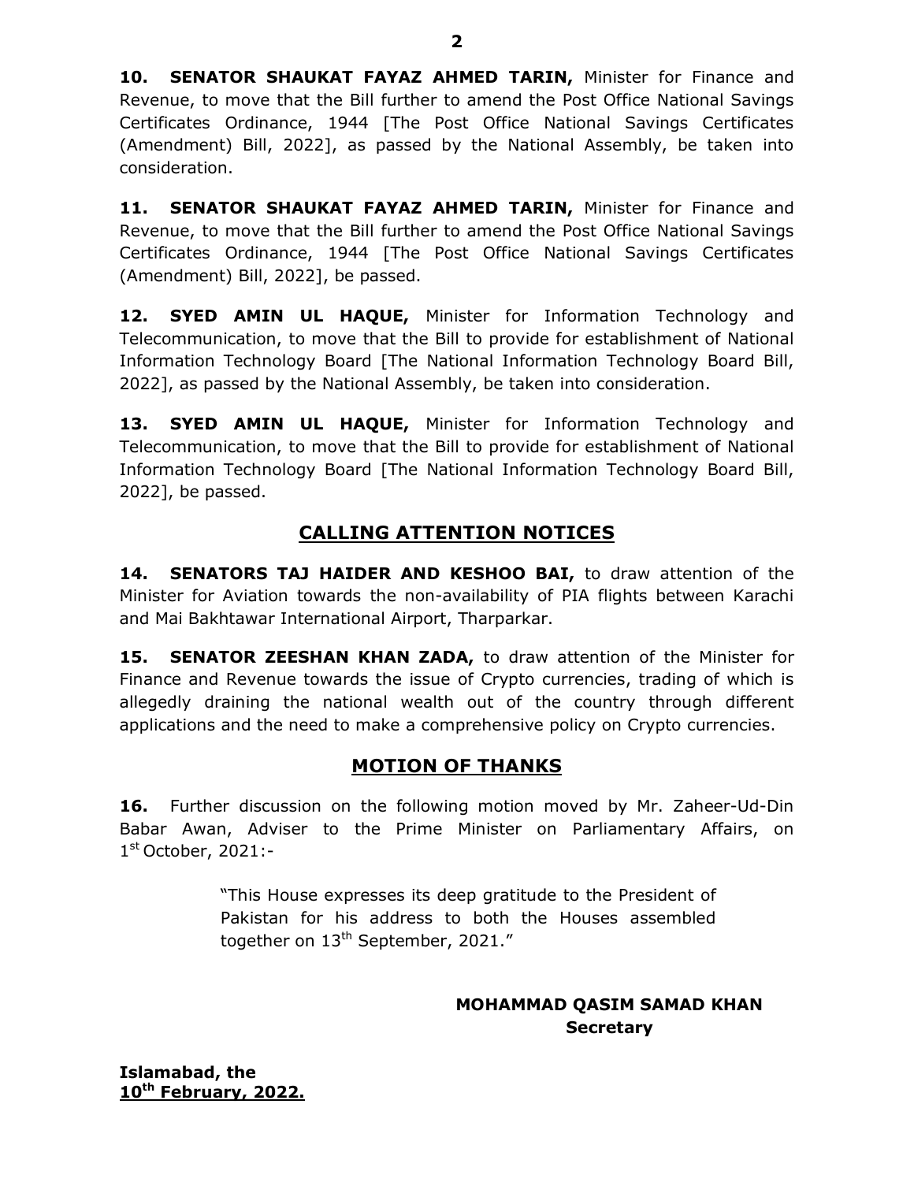**10. SENATOR SHAUKAT FAYAZ AHMED TARIN,** Minister for Finance and Revenue, to move that the Bill further to amend the Post Office National Savings Certificates Ordinance, 1944 [The Post Office National Savings Certificates (Amendment) Bill, 2022], as passed by the National Assembly, be taken into consideration.

**11. SENATOR SHAUKAT FAYAZ AHMED TARIN,** Minister for Finance and Revenue, to move that the Bill further to amend the Post Office National Savings Certificates Ordinance, 1944 [The Post Office National Savings Certificates (Amendment) Bill, 2022], be passed.

**12. SYED AMIN UL HAQUE,** Minister for Information Technology and Telecommunication, to move that the Bill to provide for establishment of National Information Technology Board [The National Information Technology Board Bill, 2022], as passed by the National Assembly, be taken into consideration.

**13. SYED AMIN UL HAQUE,** Minister for Information Technology and Telecommunication, to move that the Bill to provide for establishment of National Information Technology Board [The National Information Technology Board Bill, 2022], be passed.

## CALLING ATTENTION NOTICES

**14. SENATORS TAJ HAIDER AND KESHOO BAI,** to draw attention of the Minister for Aviation towards the non-availability of PIA flights between Karachi and Mai Bakhtawar International Airport, Tharparkar.

**15. SENATOR ZEESHAN KHAN ZADA,** to draw attention of the Minister for Finance and Revenue towards the issue of Crypto currencies, trading of which is allegedly draining the national wealth out of the country through different applications and the need to make a comprehensive policy on Crypto currencies.

## MOTION OF THANKS

**16.** Further discussion on the following motion moved by Mr. Zaheer-Ud-Din Babar Awan, Adviser to the Prime Minister on Parliamentary Affairs, on 1st October, 2021:-

> "This House expresses its deep gratitude to the President of Pakistan for his address to both the Houses assembled together on 13th September, 2021."

**MOHAMMAD QASIM SAMAD KHAN**
**Secretary**

**Islamabad, the**
**10th February, 2022.**